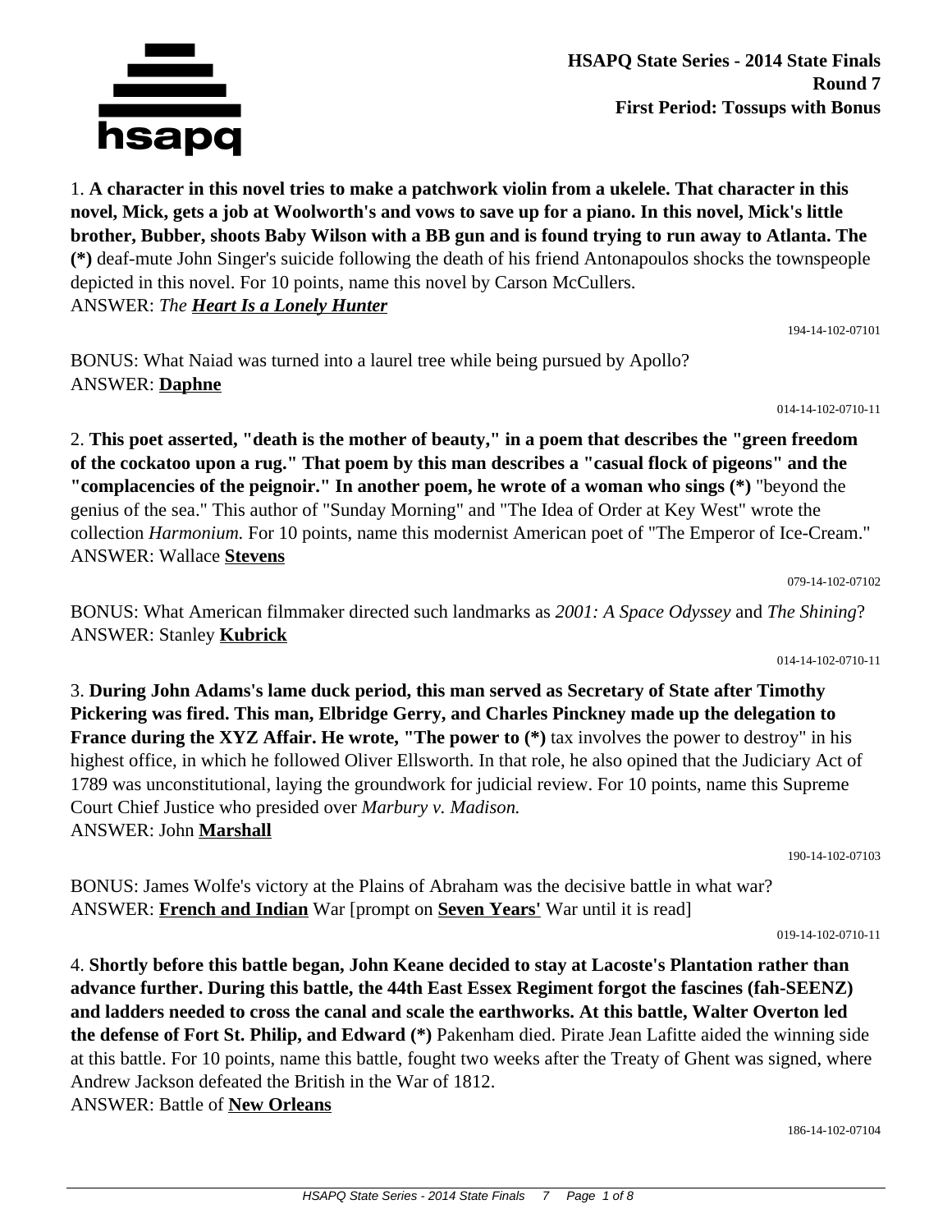**HSAPQ State Series - 2014 State Finals**
**Round 7**
**First Period: Tossups with Bonus**

1. **A character in this novel tries to make a patchwork violin from a ukelele. That character in this novel, Mick, gets a job at Woolworth's and vows to save up for a piano. In this novel, Mick's little brother, Bubber, shoots Baby Wilson with a BB gun and is found trying to run away to Atlanta. The (*)** deaf-mute John Singer's suicide following the death of his friend Antonapoulos shocks the townspeople depicted in this novel. For 10 points, name this novel by Carson McCullers.
ANSWER: *The **Heart Is a Lonely Hunter***

194-14-102-07101

BONUS: What Naiad was turned into a laurel tree while being pursued by Apollo?
ANSWER: **Daphne**

014-14-102-0710-11

2. **This poet asserted, "death is the mother of beauty," in a poem that describes the "green freedom of the cockatoo upon a rug." That poem by this man describes a "casual flock of pigeons" and the "complacencies of the peignoir." In another poem, he wrote of a woman who sings (*)** "beyond the genius of the sea." This author of "Sunday Morning" and "The Idea of Order at Key West" wrote the collection *Harmonium.* For 10 points, name this modernist American poet of "The Emperor of Ice-Cream."
ANSWER: Wallace **Stevens**

079-14-102-07102

BONUS: What American filmmaker directed such landmarks as *2001: A Space Odyssey* and *The Shining*?
ANSWER: Stanley **Kubrick**

014-14-102-0710-11

3. **During John Adams's lame duck period, this man served as Secretary of State after Timothy Pickering was fired. This man, Elbridge Gerry, and Charles Pinckney made up the delegation to France during the XYZ Affair. He wrote, "The power to (*)** tax involves the power to destroy" in his highest office, in which he followed Oliver Ellsworth. In that role, he also opined that the Judiciary Act of 1789 was unconstitutional, laying the groundwork for judicial review. For 10 points, name this Supreme Court Chief Justice who presided over *Marbury v. Madison.*
ANSWER: John **Marshall**

190-14-102-07103

BONUS: James Wolfe's victory at the Plains of Abraham was the decisive battle in what war?
ANSWER: **French and Indian** War [prompt on **Seven Years'** War until it is read]

019-14-102-0710-11

4. **Shortly before this battle began, John Keane decided to stay at Lacoste's Plantation rather than advance further. During this battle, the 44th East Essex Regiment forgot the fascines (fah-SEENZ) and ladders needed to cross the canal and scale the earthworks. At this battle, Walter Overton led the defense of Fort St. Philip, and Edward (*)** Pakenham died. Pirate Jean Lafitte aided the winning side at this battle. For 10 points, name this battle, fought two weeks after the Treaty of Ghent was signed, where Andrew Jackson defeated the British in the War of 1812.
ANSWER: Battle of **New Orleans**

186-14-102-07104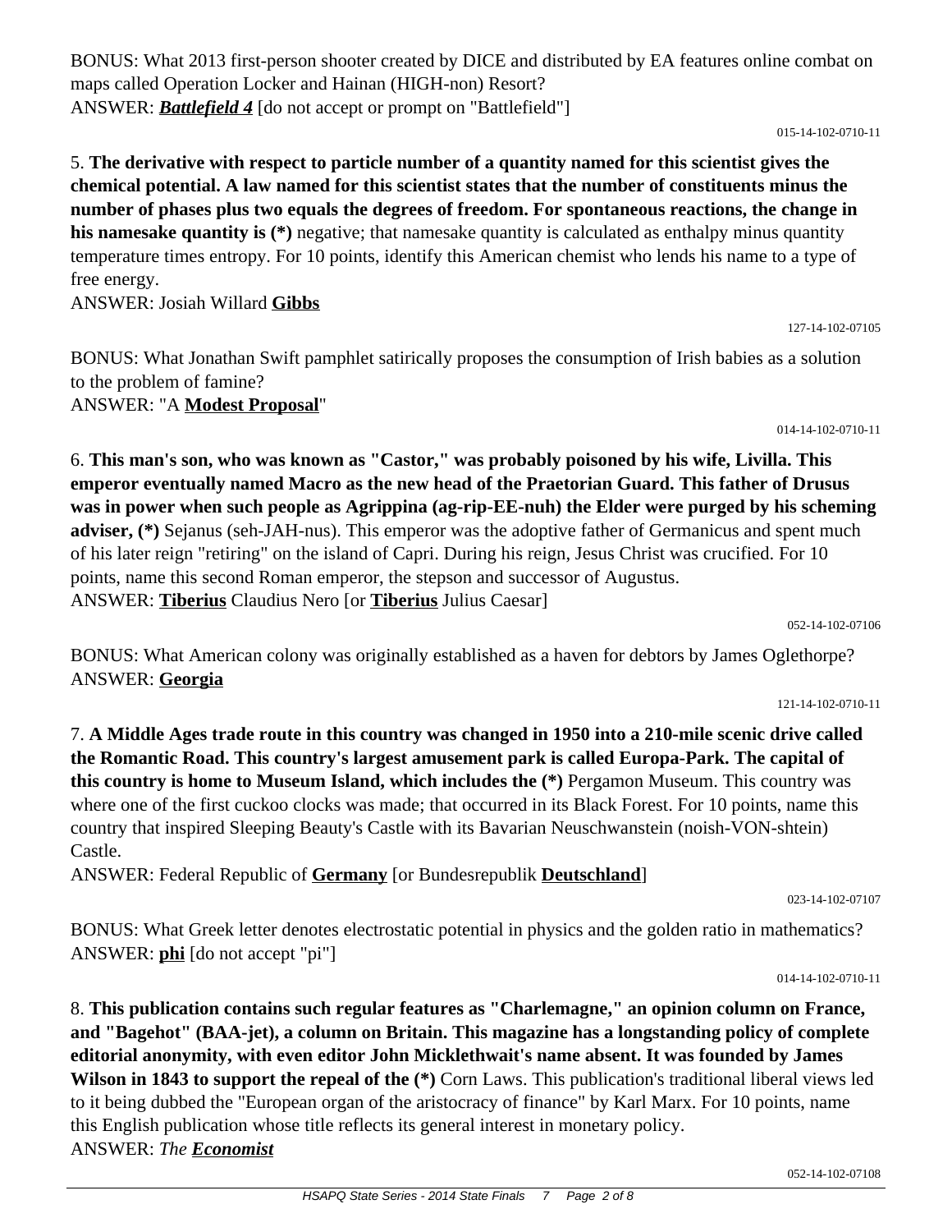BONUS: What 2013 first-person shooter created by DICE and distributed by EA features online combat on maps called Operation Locker and Hainan (HIGH-non) Resort?
ANSWER: ***Battlefield 4*** [do not accept or prompt on "Battlefield"]

015-14-102-0710-11

5. **The derivative with respect to particle number of a quantity named for this scientist gives the chemical potential. A law named for this scientist states that the number of constituents minus the number of phases plus two equals the degrees of freedom. For spontaneous reactions, the change in his namesake quantity is (*)** negative; that namesake quantity is calculated as enthalpy minus quantity temperature times entropy. For 10 points, identify this American chemist who lends his name to a type of free energy.
ANSWER: Josiah Willard **Gibbs**

127-14-102-07105

BONUS: What Jonathan Swift pamphlet satirically proposes the consumption of Irish babies as a solution to the problem of famine?
ANSWER: "A **Modest Proposal**"

014-14-102-0710-11

6. **This man's son, who was known as "Castor," was probably poisoned by his wife, Livilla. This emperor eventually named Macro as the new head of the Praetorian Guard. This father of Drusus was in power when such people as Agrippina (ag-rip-EE-nuh) the Elder were purged by his scheming adviser, (*)** Sejanus (seh-JAH-nus). This emperor was the adoptive father of Germanicus and spent much of his later reign "retiring" on the island of Capri. During his reign, Jesus Christ was crucified. For 10 points, name this second Roman emperor, the stepson and successor of Augustus.
ANSWER: **Tiberius** Claudius Nero [or **Tiberius** Julius Caesar]

052-14-102-07106

BONUS: What American colony was originally established as a haven for debtors by James Oglethorpe?
ANSWER: **Georgia**

121-14-102-0710-11

7. **A Middle Ages trade route in this country was changed in 1950 into a 210-mile scenic drive called the Romantic Road. This country's largest amusement park is called Europa-Park. The capital of this country is home to Museum Island, which includes the (*)** Pergamon Museum. This country was where one of the first cuckoo clocks was made; that occurred in its Black Forest. For 10 points, name this country that inspired Sleeping Beauty's Castle with its Bavarian Neuschwanstein (noish-VON-shtein) Castle.
ANSWER: Federal Republic of **Germany** [or Bundesrepublik **Deutschland**]

023-14-102-07107

BONUS: What Greek letter denotes electrostatic potential in physics and the golden ratio in mathematics?
ANSWER: **phi** [do not accept "pi"]

014-14-102-0710-11

8. **This publication contains such regular features as "Charlemagne," an opinion column on France, and "Bagehot" (BAA-jet), a column on Britain. This magazine has a longstanding policy of complete editorial anonymity, with even editor John Micklethwait's name absent. It was founded by James Wilson in 1843 to support the repeal of the (*)** Corn Laws. This publication's traditional liberal views led to it being dubbed the "European organ of the aristocracy of finance" by Karl Marx. For 10 points, name this English publication whose title reflects its general interest in monetary policy.
ANSWER: *The **Economist***

052-14-102-07108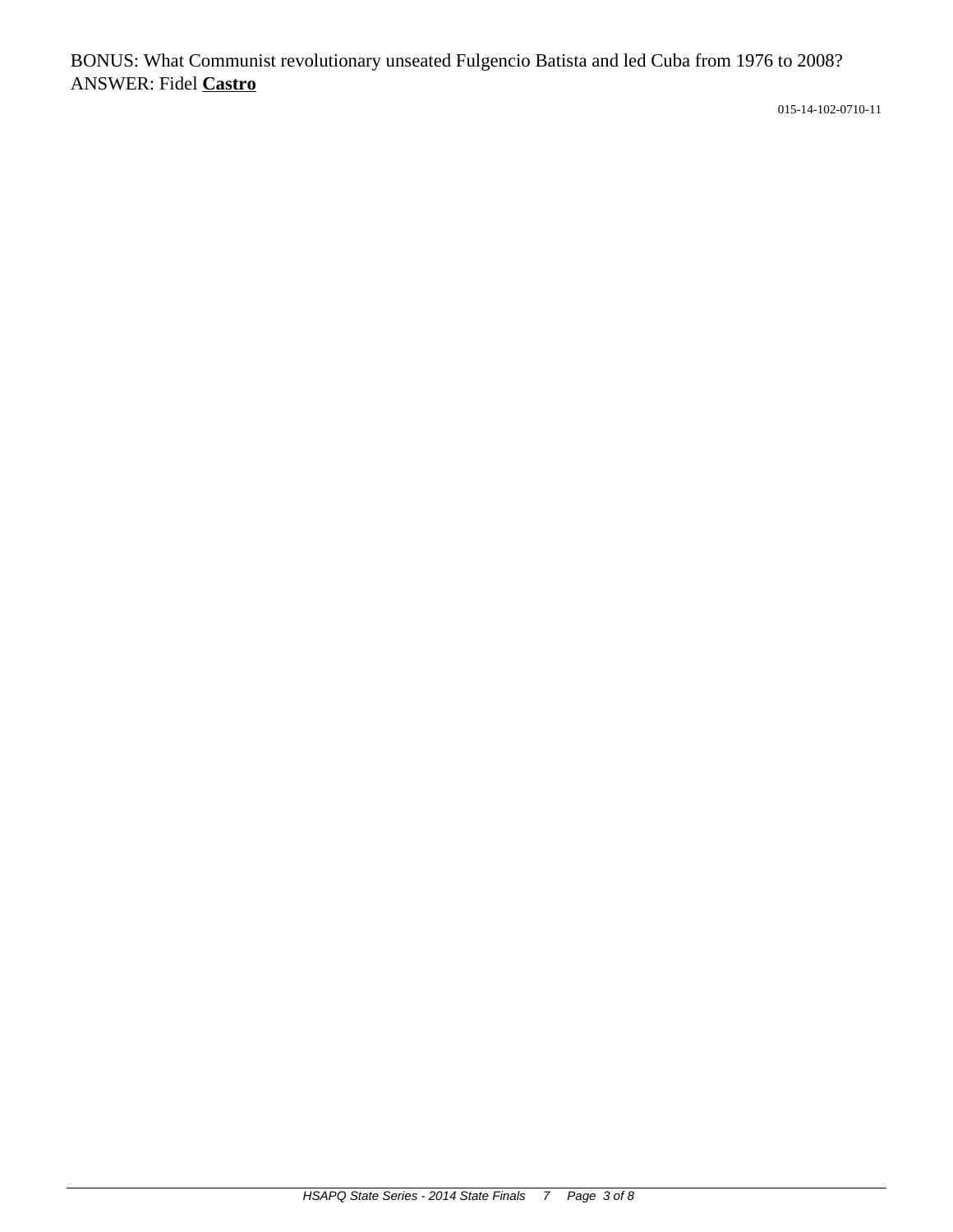BONUS: What Communist revolutionary unseated Fulgencio Batista and led Cuba from 1976 to 2008?
ANSWER: Fidel **Castro**

015-14-102-0710-11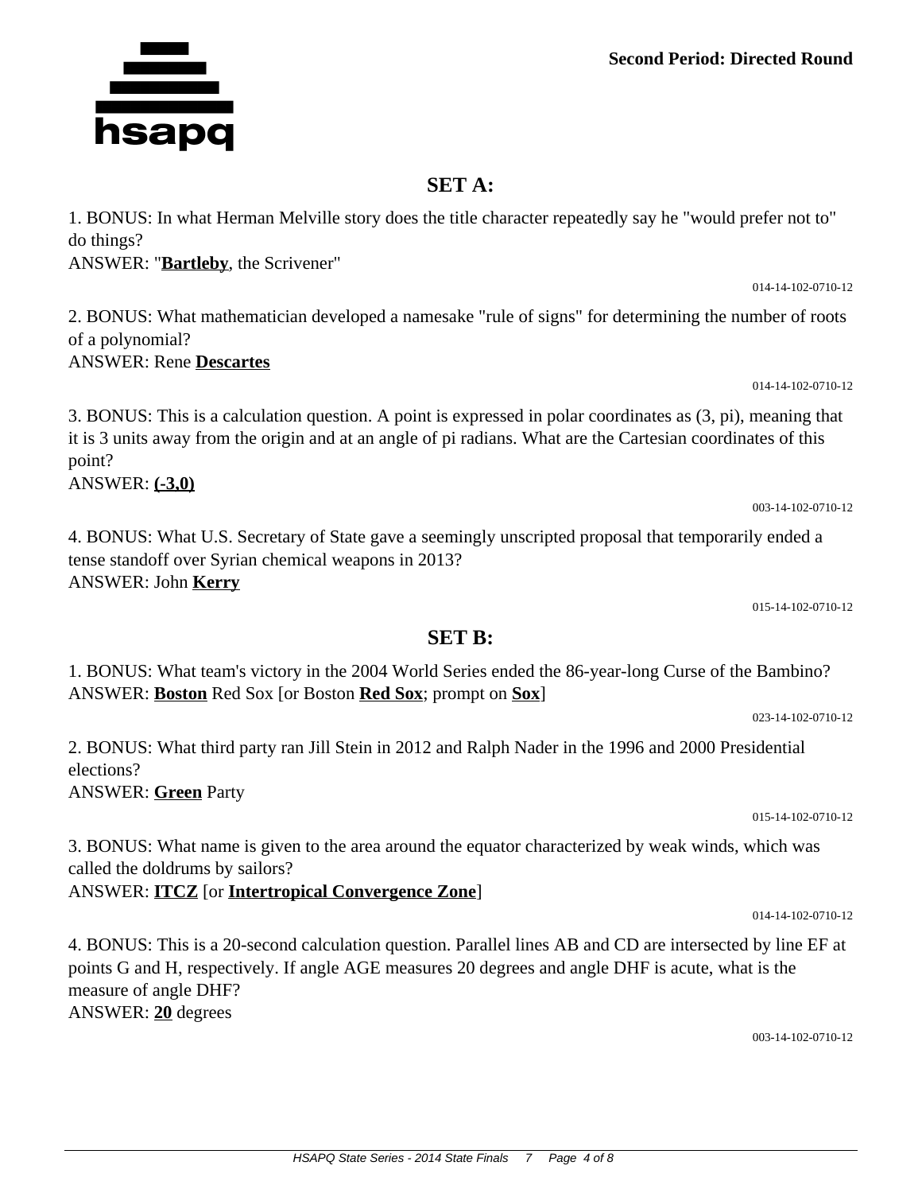**Second Period: Directed Round**

## SET A:

1. BONUS: In what Herman Melville story does the title character repeatedly say he "would prefer not to" do things?
ANSWER: "**Bartleby**, the Scrivener"

014-14-102-0710-12

2. BONUS: What mathematician developed a namesake "rule of signs" for determining the number of roots of a polynomial?
ANSWER: Rene **Descartes**

014-14-102-0710-12

3. BONUS: This is a calculation question. A point is expressed in polar coordinates as (3, pi), meaning that it is 3 units away from the origin and at an angle of pi radians. What are the Cartesian coordinates of this point?
ANSWER: **(-3,0)**

003-14-102-0710-12

4. BONUS: What U.S. Secretary of State gave a seemingly unscripted proposal that temporarily ended a tense standoff over Syrian chemical weapons in 2013?
ANSWER: John **Kerry**

015-14-102-0710-12

## SET B:

1. BONUS: What team's victory in the 2004 World Series ended the 86-year-long Curse of the Bambino?
ANSWER: **Boston** Red Sox [or Boston **Red Sox**; prompt on **Sox**]

023-14-102-0710-12

2. BONUS: What third party ran Jill Stein in 2012 and Ralph Nader in the 1996 and 2000 Presidential elections?
ANSWER: **Green** Party

015-14-102-0710-12

3. BONUS: What name is given to the area around the equator characterized by weak winds, which was called the doldrums by sailors?
ANSWER: **ITCZ** [or **Intertropical Convergence Zone**]

014-14-102-0710-12

4. BONUS: This is a 20-second calculation question. Parallel lines AB and CD are intersected by line EF at points G and H, respectively. If angle AGE measures 20 degrees and angle DHF is acute, what is the measure of angle DHF?
ANSWER: **20** degrees

003-14-102-0710-12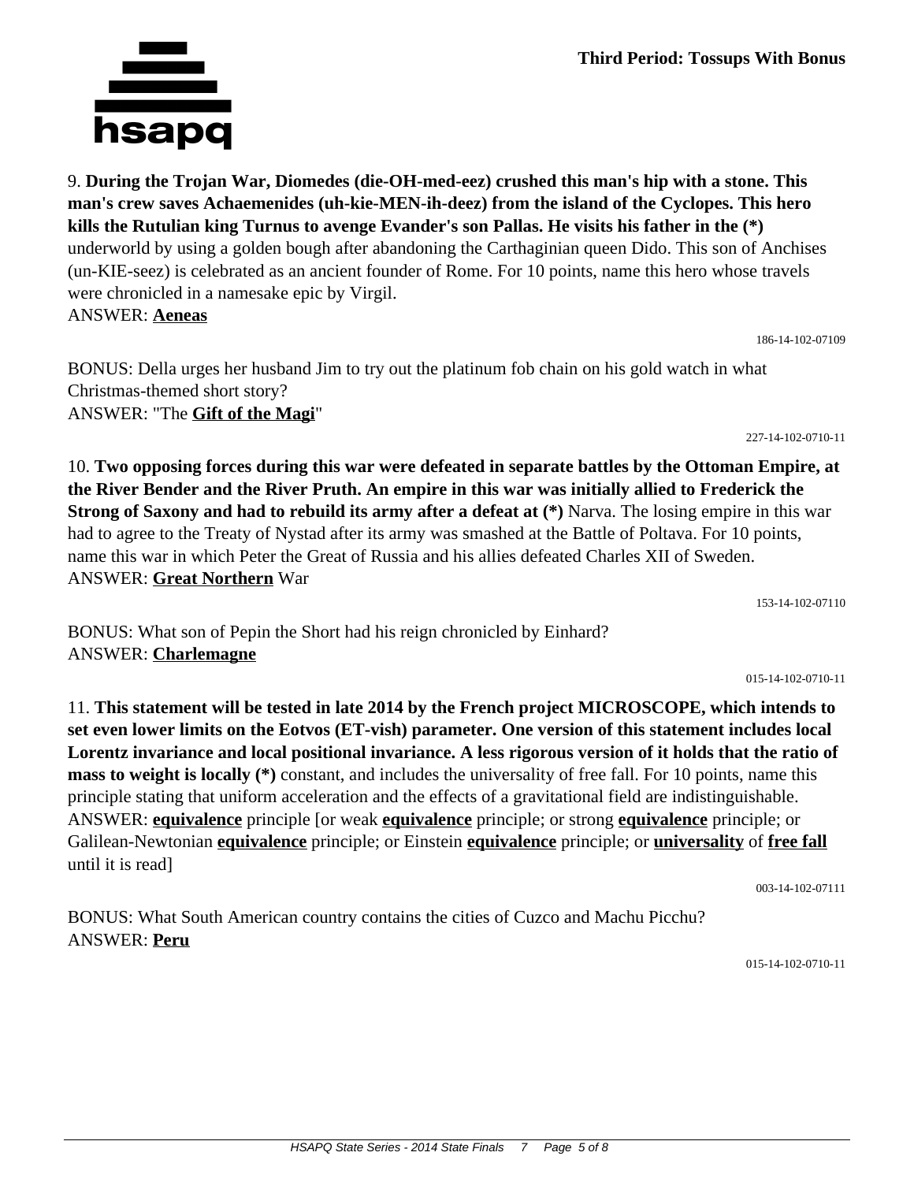9. **During the Trojan War, Diomedes (die-OH-med-eez) crushed this man's hip with a stone. This man's crew saves Achaemenides (uh-kie-MEN-ih-deez) from the island of the Cyclopes. This hero kills the Rutulian king Turnus to avenge Evander's son Pallas. He visits his father in the (*)** underworld by using a golden bough after abandoning the Carthaginian queen Dido. This son of Anchises (un-KIE-seez) is celebrated as an ancient founder of Rome. For 10 points, name this hero whose travels were chronicled in a namesake epic by Virgil.
ANSWER: **Aeneas**

186-14-102-07109

BONUS: Della urges her husband Jim to try out the platinum fob chain on his gold watch in what Christmas-themed short story?
ANSWER: "The **Gift of the Magi**"

227-14-102-0710-11

10. **Two opposing forces during this war were defeated in separate battles by the Ottoman Empire, at the River Bender and the River Pruth. An empire in this war was initially allied to Frederick the Strong of Saxony and had to rebuild its army after a defeat at (*)** Narva. The losing empire in this war had to agree to the Treaty of Nystad after its army was smashed at the Battle of Poltava. For 10 points, name this war in which Peter the Great of Russia and his allies defeated Charles XII of Sweden.
ANSWER: **Great Northern** War

153-14-102-07110

BONUS: What son of Pepin the Short had his reign chronicled by Einhard?
ANSWER: **Charlemagne**

015-14-102-0710-11

11. **This statement will be tested in late 2014 by the French project MICROSCOPE, which intends to set even lower limits on the Eotvos (ET-vish) parameter. One version of this statement includes local Lorentz invariance and local positional invariance. A less rigorous version of it holds that the ratio of mass to weight is locally (*)** constant, and includes the universality of free fall. For 10 points, name this principle stating that uniform acceleration and the effects of a gravitational field are indistinguishable.
ANSWER: **equivalence** principle [or weak **equivalence** principle; or strong **equivalence** principle; or Galilean-Newtonian **equivalence** principle; or Einstein **equivalence** principle; or **universality** of **free fall** until it is read]

003-14-102-07111

BONUS: What South American country contains the cities of Cuzco and Machu Picchu?
ANSWER: **Peru**

015-14-102-0710-11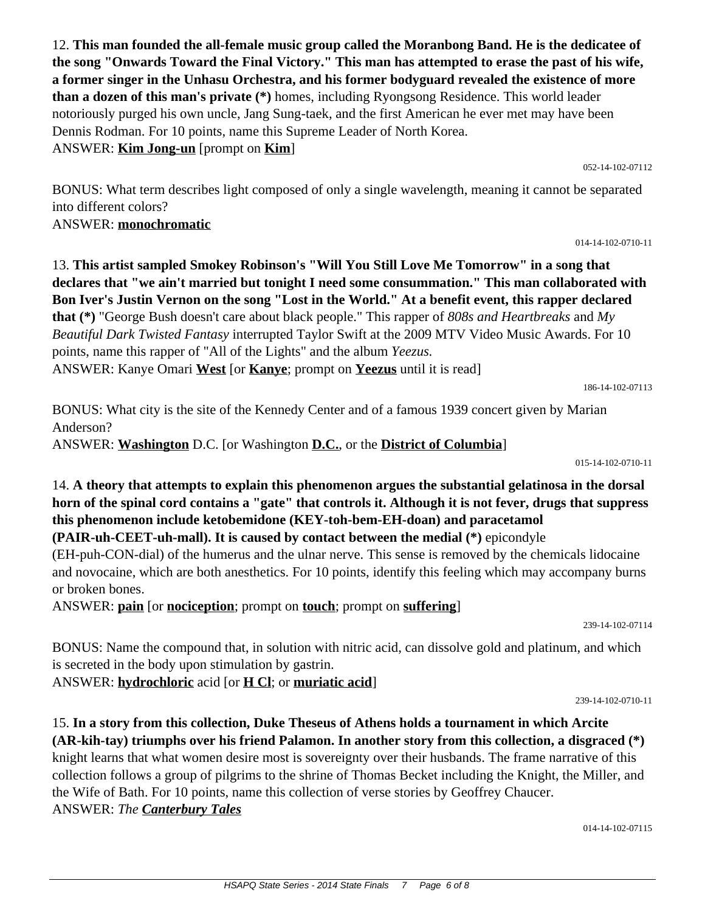12. **This man founded the all-female music group called the Moranbong Band. He is the dedicatee of the song "Onwards Toward the Final Victory." This man has attempted to erase the past of his wife, a former singer in the Unhasu Orchestra, and his former bodyguard revealed the existence of more than a dozen of this man's private (*)** homes, including Ryongsong Residence. This world leader notoriously purged his own uncle, Jang Sung-taek, and the first American he ever met may have been Dennis Rodman. For 10 points, name this Supreme Leader of North Korea.
ANSWER: **Kim Jong-un** [prompt on **Kim**]

052-14-102-07112

BONUS: What term describes light composed of only a single wavelength, meaning it cannot be separated into different colors?
ANSWER: **monochromatic**

014-14-102-0710-11

13. **This artist sampled Smokey Robinson's "Will You Still Love Me Tomorrow" in a song that declares that "we ain't married but tonight I need some consummation." This man collaborated with Bon Iver's Justin Vernon on the song "Lost in the World." At a benefit event, this rapper declared that (*)** "George Bush doesn't care about black people." This rapper of *808s and Heartbreaks* and *My Beautiful Dark Twisted Fantasy* interrupted Taylor Swift at the 2009 MTV Video Music Awards. For 10 points, name this rapper of "All of the Lights" and the album *Yeezus.*
ANSWER: Kanye Omari **West** [or **Kanye**; prompt on **Yeezus** until it is read]

186-14-102-07113

BONUS: What city is the site of the Kennedy Center and of a famous 1939 concert given by Marian Anderson?
ANSWER: **Washington** D.C. [or Washington **D.C.**, or the **District of Columbia**]

015-14-102-0710-11

14. **A theory that attempts to explain this phenomenon argues the substantial gelatinosa in the dorsal horn of the spinal cord contains a "gate" that controls it. Although it is not fever, drugs that suppress this phenomenon include ketobemidone (KEY-toh-bem-EH-doan) and paracetamol (PAIR-uh-CEET-uh-mall). It is caused by contact between the medial (*)** epicondyle (EH-puh-CON-dial) of the humerus and the ulnar nerve. This sense is removed by the chemicals lidocaine and novocaine, which are both anesthetics. For 10 points, identify this feeling which may accompany burns or broken bones.
ANSWER: **pain** [or **nociception**; prompt on **touch**; prompt on **suffering**]

239-14-102-07114

BONUS: Name the compound that, in solution with nitric acid, can dissolve gold and platinum, and which is secreted in the body upon stimulation by gastrin.
ANSWER: **hydrochloric** acid [or **H Cl**; or **muriatic acid**]

239-14-102-0710-11

15. **In a story from this collection, Duke Theseus of Athens holds a tournament in which Arcite (AR-kih-tay) triumphs over his friend Palamon. In another story from this collection, a disgraced (*)** knight learns that what women desire most is sovereignty over their husbands. The frame narrative of this collection follows a group of pilgrims to the shrine of Thomas Becket including the Knight, the Miller, and the Wife of Bath. For 10 points, name this collection of verse stories by Geoffrey Chaucer.
ANSWER: *The* ***Canterbury Tales***

014-14-102-07115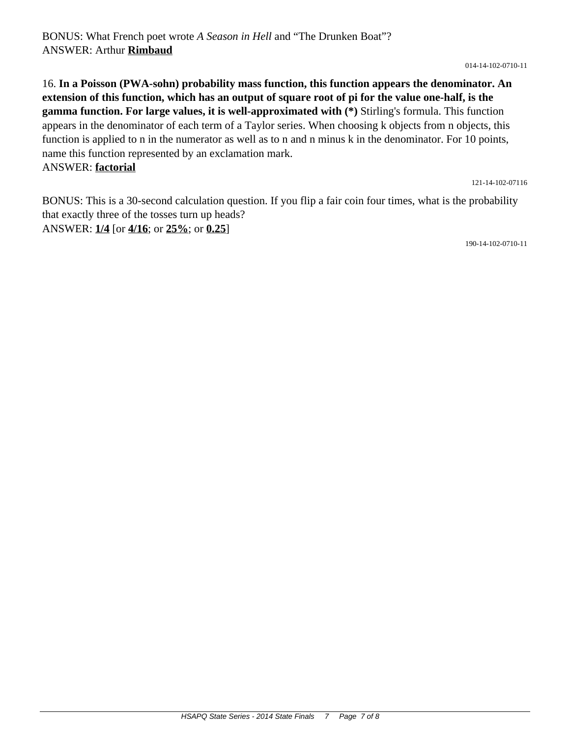BONUS: What French poet wrote *A Season in Hell* and "The Drunken Boat"?
ANSWER: Arthur **Rimbaud**

014-14-102-0710-11

16. **In a Poisson (PWA-sohn) probability mass function, this function appears the denominator. An extension of this function, which has an output of square root of pi for the value one-half, is the gamma function. For large values, it is well-approximated with (*)** Stirling's formula. This function appears in the denominator of each term of a Taylor series. When choosing k objects from n objects, this function is applied to n in the numerator as well as to n and n minus k in the denominator. For 10 points, name this function represented by an exclamation mark.
ANSWER: **factorial**

121-14-102-07116

BONUS: This is a 30-second calculation question. If you flip a fair coin four times, what is the probability that exactly three of the tosses turn up heads?
ANSWER: **1/4** [or **4/16**; or **25%**; or **0.25**]

190-14-102-0710-11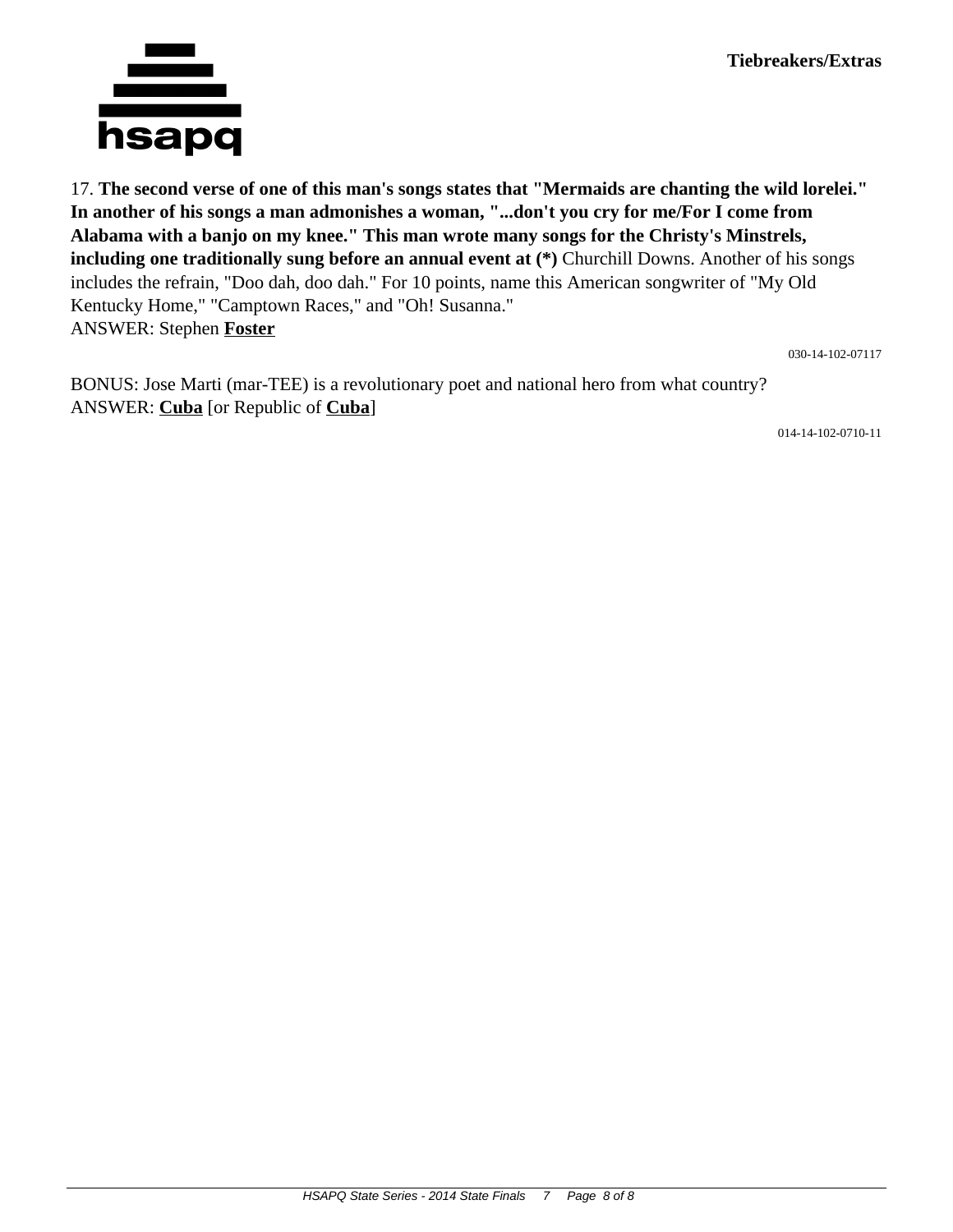**Tiebreakers/Extras**

17. **The second verse of one of this man's songs states that "Mermaids are chanting the wild lorelei." In another of his songs a man admonishes a woman, "...don't you cry for me/For I come from Alabama with a banjo on my knee." This man wrote many songs for the Christy's Minstrels, including one traditionally sung before an annual event at (*)** Churchill Downs. Another of his songs includes the refrain, "Doo dah, doo dah." For 10 points, name this American songwriter of "My Old Kentucky Home," "Camptown Races," and "Oh! Susanna."
ANSWER: Stephen **Foster**

030-14-102-07117

BONUS: Jose Marti (mar-TEE) is a revolutionary poet and national hero from what country?
ANSWER: **Cuba** [or Republic of **Cuba**]

014-14-102-0710-11